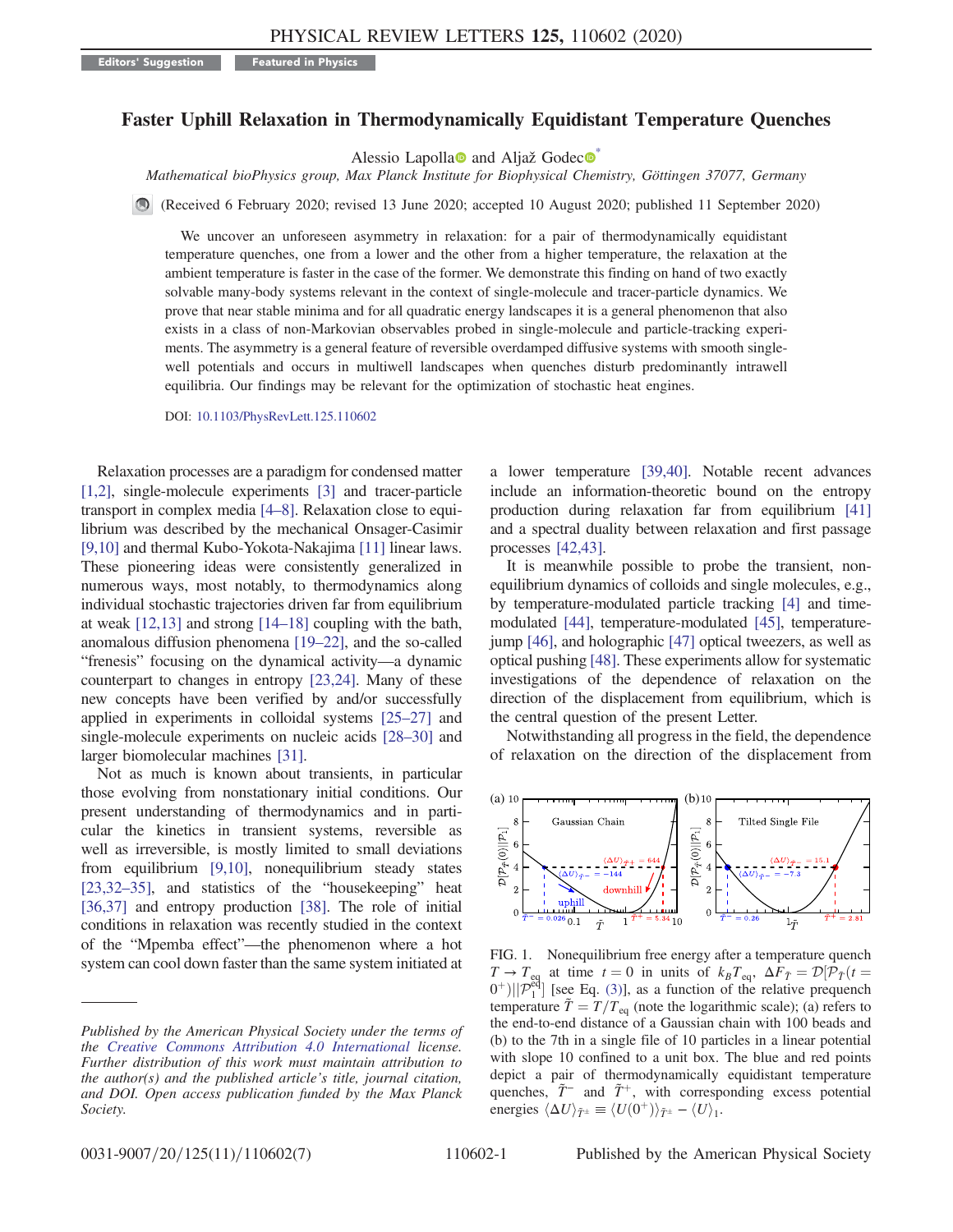Editors' Suggestion | Featured in Physics

# Faster Uphill Relaxation in Thermodynamically Equidistant Temperature Quenches

Alessio Lapolla and Aljaž Godec*

*Mathematical bioPhysics group, Max Planck Institute for Biophysical Chemistry, Göttingen 37077, Germany*

(Received 6 February 2020; revised 13 June 2020; accepted 10 August 2020; published 11 September 2020)

We uncover an unforeseen asymmetry in relaxation: for a pair of thermodynamically equidistant temperature quenches, one from a lower and the other from a higher temperature, the relaxation at the ambient temperature is faster in the case of the former. We demonstrate this finding on hand of two exactly solvable many-body systems relevant in the context of single-molecule and tracer-particle dynamics. We prove that near stable minima and for all quadratic energy landscapes it is a general phenomenon that also exists in a class of non-Markovian observables probed in single-molecule and particle-tracking experiments. The asymmetry is a general feature of reversible overdamped diffusive systems with smooth single-well potentials and occurs in multiwell landscapes when quenches disturb predominantly intrawell equilibria. Our findings may be relevant for the optimization of stochastic heat engines.

DOI: 10.1103/PhysRevLett.125.110602

Relaxation processes are a paradigm for condensed matter [1,2], single-molecule experiments [3] and tracer-particle transport in complex media [4–8]. Relaxation close to equilibrium was described by the mechanical Onsager-Casimir [9,10] and thermal Kubo-Yokota-Nakajima [11] linear laws. These pioneering ideas were consistently generalized in numerous ways, most notably, to thermodynamics along individual stochastic trajectories driven far from equilibrium at weak [12,13] and strong [14–18] coupling with the bath, anomalous diffusion phenomena [19–22], and the so-called "frenesis" focusing on the dynamical activity—a dynamic counterpart to changes in entropy [23,24]. Many of these new concepts have been verified by and/or successfully applied in experiments in colloidal systems [25–27] and single-molecule experiments on nucleic acids [28–30] and larger biomolecular machines [31].

Not as much is known about transients, in particular those evolving from nonstationary initial conditions. Our present understanding of thermodynamics and in particular the kinetics in transient systems, reversible as well as irreversible, is mostly limited to small deviations from equilibrium [9,10], nonequilibrium steady states [23,32–35], and statistics of the "housekeeping" heat [36,37] and entropy production [38]. The role of initial conditions in relaxation was recently studied in the context of the "Mpemba effect"—the phenomenon where a hot system can cool down faster than the same system initiated at a lower temperature [39,40]. Notable recent advances include an information-theoretic bound on the entropy production during relaxation far from equilibrium [41] and a spectral duality between relaxation and first passage processes [42,43].

It is meanwhile possible to probe the transient, nonequilibrium dynamics of colloids and single molecules, e.g., by temperature-modulated particle tracking [4] and time-modulated [44], temperature-modulated [45], temperature-jump [46], and holographic [47] optical tweezers, as well as optical pushing [48]. These experiments allow for systematic investigations of the dependence of relaxation on the direction of the displacement from equilibrium, which is the central question of the present Letter.

Notwithstanding all progress in the field, the dependence of relaxation on the direction of the displacement from

FIG. 1. Nonequilibrium free energy after a temperature quench $T \to T_{\mathrm{eq}}$ at time $t = 0$ in units of $k_B T_{\mathrm{eq}}$, $\Delta F_{\tilde{T}} = \mathcal{D}[\mathcal{P}_{\tilde{T}}(t = 0^+)||\mathcal{P}_1^{\mathrm{eq}}]$ [see Eq. (3)], as a function of the relative prequench temperature $\tilde{T} = T/T_{\mathrm{eq}}$ (note the logarithmic scale); (a) refers to the end-to-end distance of a Gaussian chain with 100 beads and (b) to the 7th in a single file of 10 particles in a linear potential with slope 10 confined to a unit box. The blue and red points depict a pair of thermodynamically equidistant temperature quenches, $\tilde{T}^-$ and $\tilde{T}^+$, with corresponding excess potential energies $\langle \Delta U \rangle_{\tilde{T}^\pm} \equiv \langle U(0^+) \rangle_{\tilde{T}^\pm} - \langle U \rangle_1$.

---

*Published by the American Physical Society under the terms of the Creative Commons Attribution 4.0 International license. Further distribution of this work must maintain attribution to the author(s) and the published article's title, journal citation, and DOI. Open access publication funded by the Max Planck Society.*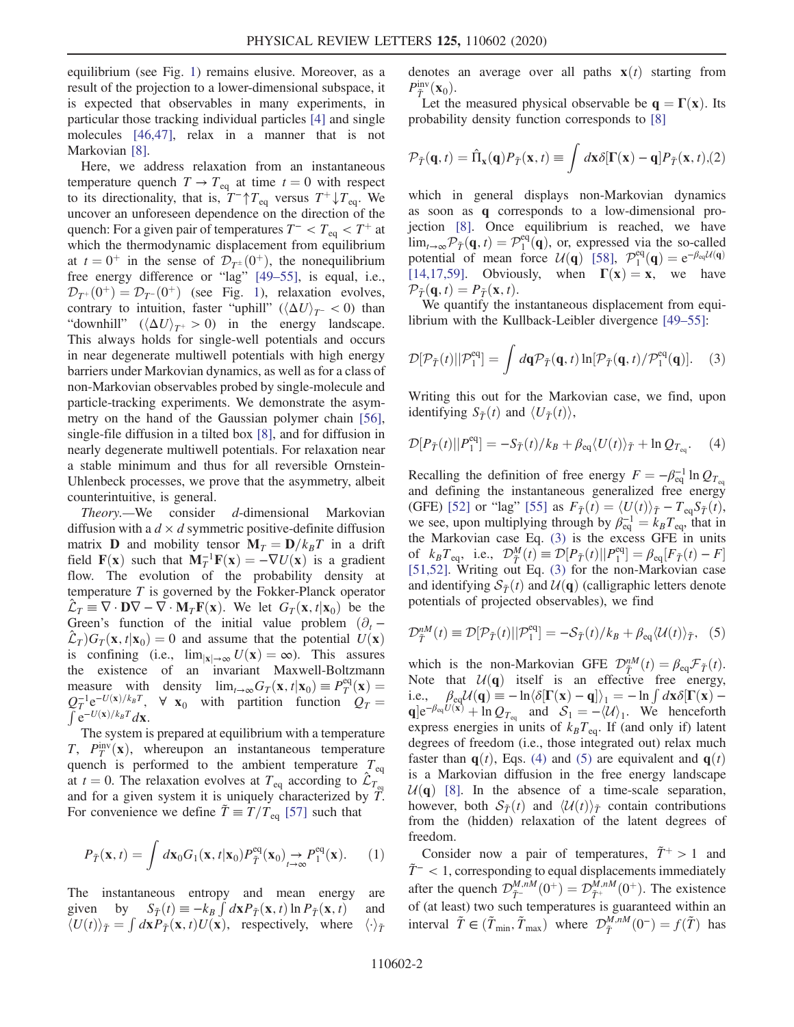equilibrium (see Fig. 1) remains elusive. Moreover, as a result of the projection to a lower-dimensional subspace, it is expected that observables in many experiments, in particular those tracking individual particles [4] and single molecules [46,47], relax in a manner that is not Markovian [8].

Here, we address relaxation from an instantaneous temperature quench $T \to T_{\rm eq}$ at time $t = 0$ with respect to its directionality, that is, $T^-\uparrow T_{\rm eq}$ versus $T^+\downarrow T_{\rm eq}$. We uncover an unforeseen dependence on the direction of the quench: For a given pair of temperatures $T^- < T_{\rm eq} < T^+$ at which the thermodynamic displacement from equilibrium at $t = 0^+$ in the sense of $\mathcal{D}_{T^\pm}(0^+)$, the nonequilibrium free energy difference or "lag" [49–55], is equal, i.e., $\mathcal{D}_{T^+}(0^+) = \mathcal{D}_{T^-}(0^+)$ (see Fig. 1), relaxation evolves, contrary to intuition, faster "uphill" ($\langle \Delta U\rangle_{T^-} < 0$) than "downhill" ($\langle \Delta U\rangle_{T^+} > 0$) in the energy landscape. This always holds for single-well potentials and occurs in near degenerate multiwell potentials with high energy barriers under Markovian dynamics, as well as for a class of non-Markovian observables probed by single-molecule and particle-tracking experiments. We demonstrate the asymmetry on the hand of the Gaussian polymer chain [56], single-file diffusion in a tilted box [8], and for diffusion in nearly degenerate multiwell potentials. For relaxation near a stable minimum and thus for all reversible Ornstein-Uhlenbeck processes, we prove that the asymmetry, albeit counterintuitive, is general.

*Theory.*—We consider $d$-dimensional Markovian diffusion with a $d \times d$ symmetric positive-definite diffusion matrix $\mathbf{D}$ and mobility tensor $\mathbf{M}_T = \mathbf{D}/k_B T$ in a drift field $\mathbf{F}(\mathbf{x})$ such that $\mathbf{M}_T^{-1}\mathbf{F}(\mathbf{x}) = -\nabla U(\mathbf{x})$ is a gradient flow. The evolution of the probability density at temperature $T$ is governed by the Fokker-Planck operator $\hat{\mathcal{L}}_T \equiv \nabla\cdot\mathbf{D}\nabla - \nabla\cdot\mathbf{M}_T\mathbf{F}(\mathbf{x})$. We let $G_T(\mathbf{x}, t|\mathbf{x}_0)$ be the Green's function of the initial value problem $(\partial_t - \hat{\mathcal{L}}_T)G_T(\mathbf{x}, t|\mathbf{x}_0) = 0$ and assume that the potential $U(\mathbf{x})$ is confining (i.e., $\lim_{|\mathbf{x}|\to\infty} U(\mathbf{x}) = \infty$). This assures the existence of an invariant Maxwell-Boltzmann measure with density $\lim_{t\to\infty} G_T(\mathbf{x}, t|\mathbf{x}_0) \equiv P_T^{\rm eq}(\mathbf{x}) = Q_T^{-1}{\rm e}^{-U(\mathbf{x})/k_B T}$, $\forall\ \mathbf{x}_0$ with partition function $Q_T = \int {\rm e}^{-U(\mathbf{x})/k_B T} d\mathbf{x}$.

The system is prepared at equilibrium with a temperature $T$, $P_T^{\rm inv}(\mathbf{x})$, whereupon an instantaneous temperature quench is performed to the ambient temperature $T_{\rm eq}$ at $t = 0$. The relaxation evolves at $T_{\rm eq}$ according to $\hat{\mathcal{L}}_{T_{\rm eq}}$ and for a given system is uniquely characterized by $T$. For convenience we define $\tilde{T} \equiv T/T_{\rm eq}$ [57] such that

$$
P_{\tilde{T}}(\mathbf{x}, t) = \int d\mathbf{x}_0 G_1(\mathbf{x}, t|\mathbf{x}_0) P_{\tilde{T}}^{\rm eq}(\mathbf{x}_0) \underset{t\to\infty}{\to} P_1^{\rm eq}(\mathbf{x}). \quad (1)
$$

The instantaneous entropy and mean energy are given by $S_{\tilde{T}}(t) \equiv -k_B \int d\mathbf{x} P_{\tilde{T}}(\mathbf{x}, t)\ln P_{\tilde{T}}(\mathbf{x}, t)$ and $\langle U(t)\rangle_{\tilde{T}} = \int d\mathbf{x} P_{\tilde{T}}(\mathbf{x}, t) U(\mathbf{x})$, respectively, where $\langle\cdot\rangle_{\tilde{T}}$ denotes an average over all paths $\mathbf{x}(t)$ starting from $P_{\tilde{T}}^{\rm inv}(\mathbf{x}_0)$.

Let the measured physical observable be $\mathbf{q} = \mathbf{\Gamma}(\mathbf{x})$. Its probability density function corresponds to [8]

$$
\mathcal{P}_{\tilde{T}}(\mathbf{q}, t) = \hat{\Pi}_{\mathbf{x}}(\mathbf{q}) P_{\tilde{T}}(\mathbf{x}, t) \equiv \int d\mathbf{x}\delta[\mathbf{\Gamma}(\mathbf{x}) - \mathbf{q}] P_{\tilde{T}}(\mathbf{x}, t), (2)
$$

which in general displays non-Markovian dynamics as soon as $\mathbf{q}$ corresponds to a low-dimensional projection [8]. Once equilibrium is reached, we have $\lim_{t\to\infty}\mathcal{P}_{\tilde{T}}(\mathbf{q}, t) = \mathcal{P}_1^{\rm eq}(\mathbf{q})$, or, expressed via the so-called potential of mean force $\mathcal{U}(\mathbf{q})$ [58], $\mathcal{P}_1^{\rm eq}(\mathbf{q}) = {\rm e}^{-\beta_{\rm eq}\mathcal{U}(\mathbf{q})}$ [14,17,59]. Obviously, when $\mathbf{\Gamma}(\mathbf{x}) = \mathbf{x}$, we have $\mathcal{P}_{\tilde{T}}(\mathbf{q}, t) = P_{\tilde{T}}(\mathbf{x}, t)$.

We quantify the instantaneous displacement from equilibrium with the Kullback-Leibler divergence [49–55]:

$$
\mathcal{D}[\mathcal{P}_{\tilde{T}}(t)||\mathcal{P}_1^{\rm eq}] = \int d\mathbf{q}\mathcal{P}_{\tilde{T}}(\mathbf{q}, t)\ln[\mathcal{P}_{\tilde{T}}(\mathbf{q}, t)/\mathcal{P}_1^{\rm eq}(\mathbf{q})]. \quad (3)
$$

Writing this out for the Markovian case, we find, upon identifying $S_{\tilde{T}}(t)$ and $\langle U_{\tilde{T}}(t)\rangle$,

$$
\mathcal{D}[P_{\tilde{T}}(t)||P_1^{\rm eq}] = -S_{\tilde{T}}(t)/k_B + \beta_{\rm eq}\langle U(t)\rangle_{\tilde{T}} + \ln Q_{T_{\rm eq}}. \quad (4)
$$

Recalling the definition of free energy $F = -\beta_{\rm eq}^{-1}\ln Q_{T_{\rm eq}}$ and defining the instantaneous generalized free energy (GFE) [52] or "lag" [55] as $F_{\tilde{T}}(t) = \langle U(t)\rangle_{\tilde{T}} - T_{\rm eq}S_{\tilde{T}}(t)$, we see, upon multiplying through by $\beta_{\rm eq}^{-1} = k_B T_{\rm eq}$, that in the Markovian case Eq. (3) is the excess GFE in units of $k_B T_{\rm eq}$, i.e., $\mathcal{D}_{\tilde{T}}^M(t) \equiv \mathcal{D}[P_{\tilde{T}}(t)||P_1^{\rm eq}] = \beta_{\rm eq}[F_{\tilde{T}}(t) - F]$ [51,52]. Writing out Eq. (3) for the non-Markovian case and identifying $\mathcal{S}_{\tilde{T}}(t)$ and $\mathcal{U}(\mathbf{q})$ (calligraphic letters denote potentials of projected observables), we find

$$
\mathcal{D}_{\tilde{T}}^{nM}(t) \equiv \mathcal{D}[\mathcal{P}_{\tilde{T}}(t)||\mathcal{P}_1^{\rm eq}] = -\mathcal{S}_{\tilde{T}}(t)/k_B + \beta_{\rm eq}\langle\mathcal{U}(t)\rangle_{\tilde{T}}, \quad (5)
$$

which is the non-Markovian GFE $\mathcal{D}_{\tilde{T}}^{nM}(t) = \beta_{\rm eq}\mathcal{F}_{\tilde{T}}(t)$. Note that $\mathcal{U}(\mathbf{q})$ itself is an effective free energy, i.e., $\beta_{\rm eq}\mathcal{U}(\mathbf{q}) \equiv -\ln\langle\delta[\mathbf{\Gamma}(\mathbf{x}) - \mathbf{q}]\rangle_1 = -\ln\int d\mathbf{x}\delta[\mathbf{\Gamma}(\mathbf{x}) - \mathbf{q}]{\rm e}^{-\beta_{\rm eq}U(\mathbf{x})} + \ln Q_{T_{\rm eq}}$ and $\mathcal{S}_1 = -\langle\mathcal{U}\rangle_1$. We henceforth express energies in units of $k_B T_{\rm eq}$. If (and only if) latent degrees of freedom (i.e., those integrated out) relax much faster than $\mathbf{q}(t)$, Eqs. (4) and (5) are equivalent and $\mathbf{q}(t)$ is a Markovian diffusion in the free energy landscape $\mathcal{U}(\mathbf{q})$ [8]. In the absence of time-scale separation, however, both $\mathcal{S}_{\tilde{T}}(t)$ and $\langle\mathcal{U}(t)\rangle_{\tilde{T}}$ contain contributions from the (hidden) relaxation of the latent degrees of freedom.

Consider now a pair of temperatures, $\tilde{T}^+ > 1$ and $\tilde{T}^- < 1$, corresponding to equal displacements immediately after the quench $\mathcal{D}_{\tilde{T}^-}^{M,nM}(0^+) = \mathcal{D}_{\tilde{T}^+}^{M,nM}(0^+)$. The existence of (at least) two such temperatures is guaranteed within an interval $\tilde{T} \in (\tilde{T}_{\rm min}, \tilde{T}_{\rm max})$ where $\mathcal{D}_{\tilde{T}}^{M,nM}(0^-) = f(\tilde{T})$ has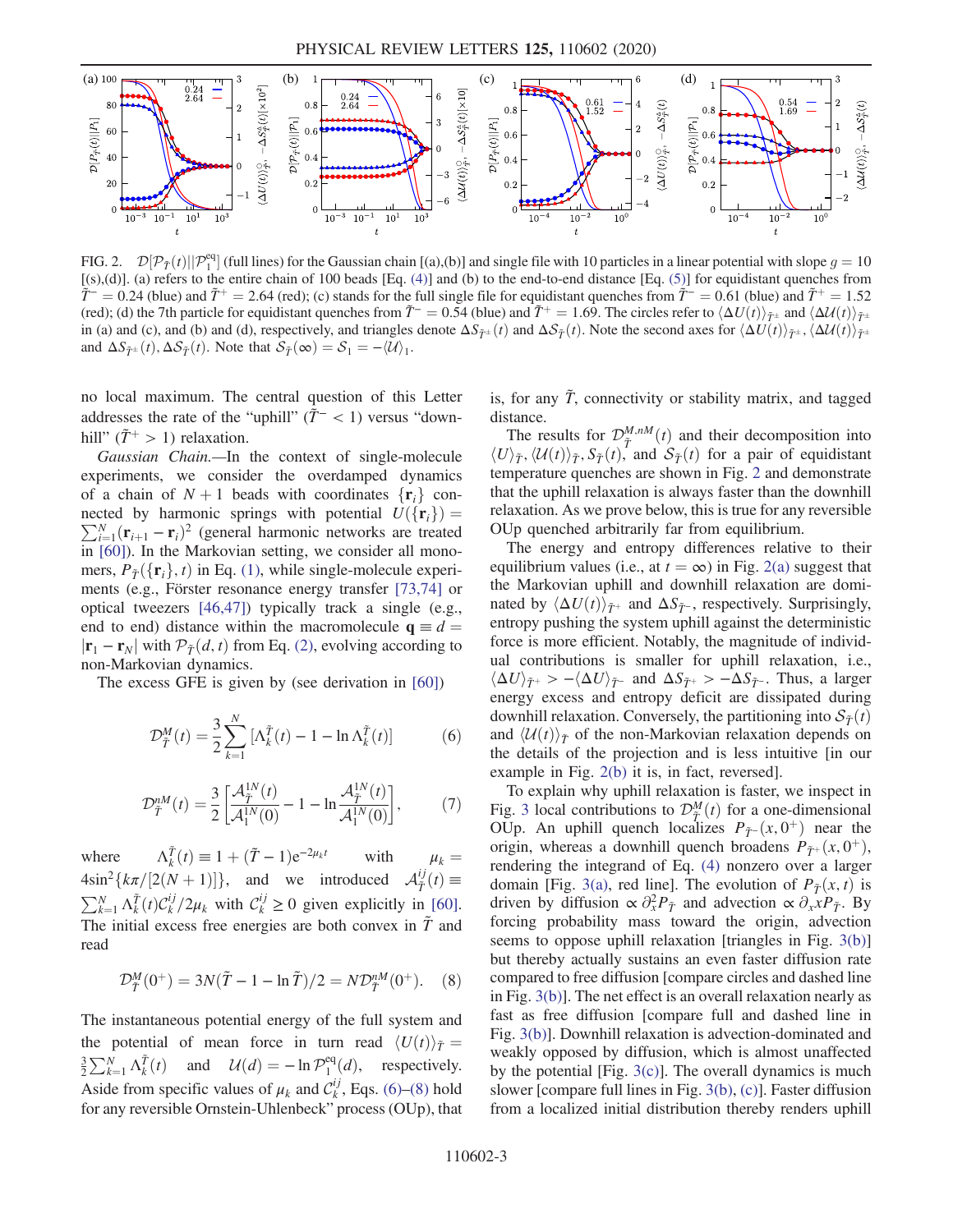FIG. 2. $\mathcal{D}[\mathcal{P}_{\tilde{T}}(t)||\mathcal{P}_1^{\rm eq}]$ (full lines) for the Gaussian chain [(a),(b)] and single file with 10 particles in a linear potential with slope $g = 10$ [(s),(d)]. (a) refers to the entire chain of 100 beads [Eq. (4)] and (b) to the end-to-end distance [Eq. (5)] for equidistant quenches from $\tilde{T}^- = 0.24$ (blue) and $\tilde{T}^+ = 2.64$ (red); (c) stands for the full single file for equidistant quenches from $\tilde{T}^- = 0.61$ (blue) and $\tilde{T}^+ = 1.52$ (red); (d) the 7th particle for equidistant quenches from $\tilde{T}^- = 0.54$ (blue) and $\tilde{T}^+ = 1.69$. The circles refer to $\langle \Delta U(t)\rangle_{\tilde{T}^\pm}$ and $\langle \Delta \mathcal{U}(t)\rangle_{\tilde{T}^\pm}$ in (a) and (c), and (b) and (d), respectively, and triangles denote $\Delta S_{\tilde{T}^\pm}(t)$ and $\Delta \mathcal{S}_{\tilde{T}}(t)$. Note the second axes for $\langle \Delta U(t)\rangle_{\tilde{T}^\pm}, \langle \Delta \mathcal{U}(t)\rangle_{\tilde{T}^\pm}$ and $\Delta S_{\tilde{T}^\pm}(t), \Delta \mathcal{S}_{\tilde{T}}(t)$. Note that $\mathcal{S}_{\tilde{T}}(\infty) = \mathcal{S}_1 = -\langle \mathcal{U}\rangle_1$.

no local maximum. The central question of this Letter addresses the rate of the "uphill" ($\tilde{T}^- < 1$) versus "downhill" ($\tilde{T}^+ > 1$) relaxation.

*Gaussian Chain.*—In the context of single-molecule experiments, we consider the overdamped dynamics of a chain of $N + 1$ beads with coordinates $\{\mathbf{r}_i\}$ connected by harmonic springs with potential $U(\{\mathbf{r}_i\}) = \sum_{i=1}^N (\mathbf{r}_{i+1} - \mathbf{r}_i)^2$ (general harmonic networks are treated in [60]). In the Markovian setting, we consider all monomers, $P_{\tilde{T}}(\{\mathbf{r}_i\}, t)$ in Eq. (1), while single-molecule experiments (e.g., Förster resonance energy transfer [73,74] or optical tweezers [46,47]) typically track a single (e.g., end to end) distance within the macromolecule $\mathbf{q} \equiv d = |\mathbf{r}_1 - \mathbf{r}_N|$ with $\mathcal{P}_{\tilde{T}}(d, t)$ from Eq. (2), evolving according to non-Markovian dynamics.

The excess GFE is given by (see derivation in [60])

$$\mathcal{D}^M_{\tilde{T}}(t) = \frac{3}{2}\sum_{k=1}^{N}[\Lambda_k^{\tilde{T}}(t) - 1 - \ln \Lambda_k^{\tilde{T}}(t)] \qquad (6)$$

$$\mathcal{D}^{nM}_{\tilde{T}}(t) = \frac{3}{2}\left[\frac{\mathcal{A}^{1N}_{\tilde{T}}(t)}{\mathcal{A}^{1N}_1(0)} - 1 - \ln \frac{\mathcal{A}^{1N}_{\tilde{T}}(t)}{\mathcal{A}^{1N}_1(0)}\right], \qquad (7)$$

where $\Lambda_k^{\tilde{T}}(t) \equiv 1 + (\tilde{T} - 1)\mathrm{e}^{-2\mu_k t}$ with $\mu_k = 4\sin^2\{k\pi/[2(N+1)]\}$, and we introduced $\mathcal{A}^{ij}_{\tilde{T}}(t) \equiv \sum_{k=1}^N \Lambda_k^{\tilde{T}}(t)\mathcal{C}_k^{ij}/2\mu_k$ with $\mathcal{C}_k^{ij} \geq 0$ given explicitly in [60]. The initial excess free energies are both convex in $\tilde{T}$ and read

$$\mathcal{D}^M_{\tilde{T}}(0^+) = 3N(\tilde{T} - 1 - \ln \tilde{T})/2 = N\mathcal{D}^{nM}_{\tilde{T}}(0^+). \qquad (8)$$

The instantaneous potential energy of the full system and the potential of mean force in turn read $\langle U(t)\rangle_{\tilde{T}} = \frac{3}{2}\sum_{k=1}^N \Lambda_k^{\tilde{T}}(t)$ and $\mathcal{U}(d) = -\ln \mathcal{P}_1^{\rm eq}(d)$, respectively. Aside from specific values of $\mu_k$ and $\mathcal{C}_k^{ij}$, Eqs. (6)–(8) hold for any reversible Ornstein-Uhlenbeck" process (OUp), that is, for any $\tilde{T}$, connectivity or stability matrix, and tagged distance.

The results for $\mathcal{D}^{M,nM}_{\tilde{T}}(t)$ and their decomposition into $\langle U\rangle_{\tilde{T}}, \langle \mathcal{U}(t)\rangle_{\tilde{T}}, S_{\tilde{T}}(t)$, and $\mathcal{S}_{\tilde{T}}(t)$ for a pair of equidistant temperature quenches are shown in Fig. 2 and demonstrate that the uphill relaxation is always faster than the downhill relaxation. As we prove below, this is true for any reversible OUp quenched arbitrarily far from equilibrium.

The energy and entropy differences relative to their equilibrium values (i.e., at $t = \infty$) in Fig. 2(a) suggest that the Markovian uphill and downhill relaxation are dominated by $\langle \Delta U(t)\rangle_{\tilde{T}^+}$ and $\Delta S_{\tilde{T}^-}$, respectively. Surprisingly, entropy pushing the system uphill against the deterministic force is more efficient. Notably, the magnitude of individual contributions is smaller for uphill relaxation, i.e., $\langle \Delta U\rangle_{\tilde{T}^+} > -\langle \Delta U\rangle_{\tilde{T}^-}$ and $\Delta S_{\tilde{T}^+} > -\Delta S_{\tilde{T}^-}$. Thus, a larger energy excess and entropy deficit are dissipated during downhill relaxation. Conversely, the partitioning into $\mathcal{S}_{\tilde{T}}(t)$ and $\langle \mathcal{U}(t)\rangle_{\tilde{T}}$ of the non-Markovian relaxation depends on the details of the projection and is less intuitive [in our example in Fig. 2(b) it is, in fact, reversed].

To explain why uphill relaxation is faster, we inspect in Fig. 3 local contributions to $\mathcal{D}^M_{\tilde{T}}(t)$ for a one-dimensional OUp. An uphill quench localizes $P_{\tilde{T}^-}(x, 0^+)$ near the origin, whereas a downhill quench broadens $P_{\tilde{T}^+}(x, 0^+)$, rendering the integrand of Eq. (4) nonzero over a larger domain [Fig. 3(a), red line]. The evolution of $P_{\tilde{T}}(x, t)$ is driven by diffusion $\propto \partial_x^2 P_{\tilde{T}}$ and advection $\propto \partial_x x P_{\tilde{T}}$. By forcing probability mass toward the origin, advection seems to oppose uphill relaxation [triangles in Fig. 3(b)] but thereby actually sustains an even faster diffusion rate compared to free diffusion [compare circles and dashed line in Fig. 3(b)]. The net effect is an overall relaxation nearly as fast as free diffusion [compare full and dashed line in Fig. 3(b)]. Downhill relaxation is advection-dominated and weakly opposed by diffusion, which is almost unaffected by the potential [Fig. 3(c)]. The overall dynamics is much slower [compare full lines in Fig. 3(b), (c)]. Faster diffusion from a localized initial distribution thereby renders uphill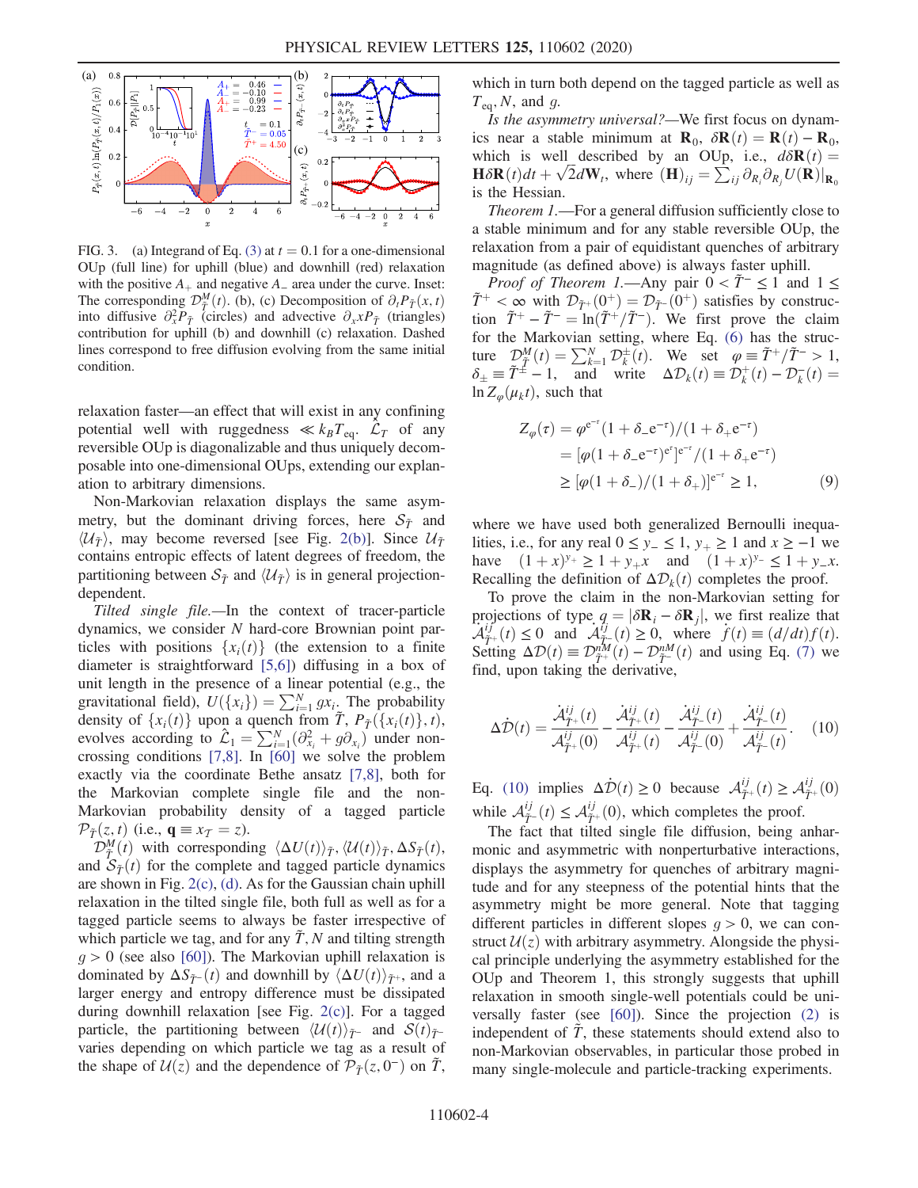FIG. 3. (a) Integrand of Eq. (3) at $t = 0.1$ for a one-dimensional OUp (full line) for uphill (blue) and downhill (red) relaxation with the positive $A_+$ and negative $A_-$ area under the curve. Inset: The corresponding $\mathcal{D}^M_{\tilde{T}}(t)$. (b), (c) Decomposition of $\partial_t P_{\tilde{T}}(x,t)$ into diffusive $\partial_x^2 P_{\tilde{T}}$ (circles) and advective $\partial_x x P_{\tilde{T}}$ (triangles) contribution for uphill (b) and downhill (c) relaxation. Dashed lines correspond to free diffusion evolving from the same initial condition.

relaxation faster—an effect that will exist in any confining potential well with ruggedness $\ll k_B T_{\rm eq}$. $\hat{\mathcal{L}}_T$ of any reversible OUp is diagonalizable and thus uniquely decomposable into one-dimensional OUps, extending our explanation to arbitrary dimensions.

Non-Markovian relaxation displays the same asymmetry, but the dominant driving forces, here $\mathcal{S}_{\tilde{T}}$ and $\langle \mathcal{U}_{\tilde{T}} \rangle$, may become reversed [see Fig. 2(b)]. Since $\mathcal{U}_{\tilde{T}}$ contains entropic effects of latent degrees of freedom, the partitioning between $\mathcal{S}_{\tilde{T}}$ and $\langle \mathcal{U}_{\tilde{T}} \rangle$ is in general projection-dependent.

*Tilted single file.*—In the context of tracer-particle dynamics, we consider $N$ hard-core Brownian point particles with positions $\{x_i(t)\}$ (the extension to a finite diameter is straightforward [5,6]) diffusing in a box of unit length in the presence of a linear potential (e.g., the gravitational field), $U(\{x_i\}) = \sum_{i=1}^N g x_i$. The probability density of $\{x_i(t)\}$ upon a quench from $\tilde{T}$, $P_{\tilde{T}}(\{x_i(t)\}, t)$, evolves according to $\hat{\mathcal{L}}_1 = \sum_{i=1}^N (\partial_{x_i}^2 + g\partial_{x_i})$ under noncrossing conditions [7,8]. In [60] we solve the problem exactly via the coordinate Bethe ansatz [7,8], both for the Markovian complete single file and the non-Markovian probability density of a tagged particle $\mathcal{P}_{\tilde{T}}(z,t)$ (i.e., $\mathbf{q} \equiv x_T = z$).

$\mathcal{D}^M_{\tilde{T}}(t)$ with corresponding $\langle \Delta U(t) \rangle_{\tilde{T}}, \langle \mathcal{U}(t) \rangle_{\tilde{T}}, \Delta S_{\tilde{T}}(t)$, and $\mathcal{S}_{\tilde{T}}(t)$ for the complete and tagged particle dynamics are shown in Fig. 2(c), (d). As for the Gaussian chain uphill relaxation in the tilted single file, both full as well as for a tagged particle seems to always be faster irrespective of which particle we tag, and for any $\tilde{T}, N$ and tilting strength $g > 0$ (see also [60]). The Markovian uphill relaxation is dominated by $\Delta S_{\tilde{T}^-}(t)$ and downhill by $\langle \Delta U(t) \rangle_{\tilde{T}^+}$, and a larger energy and entropy difference must be dissipated during downhill relaxation [see Fig. 2(c)]. For a tagged particle, the partitioning between $\langle \mathcal{U}(t) \rangle_{\tilde{T}^-}$ and $\mathcal{S}(t)_{\tilde{T}^-}$ varies depending on which particle we tag as a result of the shape of $\mathcal{U}(z)$ and the dependence of $\mathcal{P}_{\tilde{T}}(z, 0^-)$ on $\tilde{T}$, which in turn both depend on the tagged particle as well as $T_{\rm eq}, N$, and $g$.

*Is the asymmetry universal?*—We first focus on dynamics near a stable minimum at $\mathbf{R}_0$, $\delta\mathbf{R}(t) = \mathbf{R}(t) - \mathbf{R}_0$, which is well described by an OUp, i.e., $d\delta\mathbf{R}(t) = \mathbf{H}\delta\mathbf{R}(t)dt + \sqrt{2}d\mathbf{W}_t$, where $(\mathbf{H})_{ij} = \sum_{ij} \partial_{R_i}\partial_{R_j} U(\mathbf{R})|_{\mathbf{R}_0}$ is the Hessian.

*Theorem 1.*—For a general diffusion sufficiently close to a stable minimum and for any stable reversible OUp, the relaxation from a pair of equidistant quenches of arbitrary magnitude (as defined above) is always faster uphill.

*Proof of Theorem 1.*—Any pair $0 < \tilde{T}^- \leq 1$ and $1 \leq \tilde{T}^+ < \infty$ with $\mathcal{D}_{\tilde{T}^+}(0^+) = \mathcal{D}_{\tilde{T}^-}(0^+)$ satisfies by construction $\tilde{T}^+ - \tilde{T}^- = \ln(\tilde{T}^+/\tilde{T}^-)$. We first prove the claim for the Markovian setting, where Eq. (6) has the structure $\mathcal{D}^M_{\tilde{T}}(t) = \sum_{k=1}^N \mathcal{D}_k^{\pm}(t)$. We set $\varphi \equiv \tilde{T}^+/\tilde{T}^- > 1$, $\delta_\pm \equiv \tilde{T}^\pm - 1$, and write $\Delta\mathcal{D}_k(t) \equiv \mathcal{D}_k^+(t) - \mathcal{D}_k^-(t) = \ln Z_\varphi(\mu_k t)$, such that

$$
\begin{aligned}
Z_\varphi(\tau) &= \varphi^{e^{-\tau}}(1 + \delta_- e^{-\tau})/(1 + \delta_+ e^{-\tau}) \\
&= [\varphi(1 + \delta_- e^{-\tau})^{e^\tau}]^{e^{-\tau}}/(1 + \delta_+ e^{-\tau}) \\
&\geq [\varphi(1 + \delta_-)/(1 + \delta_+)]^{e^{-\tau}} \geq 1,
\end{aligned} \tag{9}
$$

where we have used both generalized Bernoulli inequalities, i.e., for any real $0 \leq y_- \leq 1$, $y_+ \geq 1$ and $x \geq -1$ we have $(1 + x)^{y_+} \geq 1 + y_+ x$ and $(1 + x)^{y_-} \leq 1 + y_- x$. Recalling the definition of $\Delta\mathcal{D}_k(t)$ completes the proof.

To prove the claim in the non-Markovian setting for projections of type $q = |\delta\mathbf{R}_i - \delta\mathbf{R}_j|$, we first realize that $\dot{\mathcal{A}}^{ij}_{\tilde{T}^+}(t) \leq 0$ and $\dot{\mathcal{A}}^{ij}_{\tilde{T}^-}(t) \geq 0$, where $\dot{f}(t) \equiv (d/dt)f(t)$. Setting $\Delta\mathcal{D}(t) \equiv \mathcal{D}^{nM}_{\tilde{T}^+}(t) - \mathcal{D}^{nM}_{\tilde{T}^-}(t)$ and using Eq. (7) we find, upon taking the derivative,

$$
\Delta\dot{\mathcal{D}}(t) = \frac{\dot{\mathcal{A}}^{ij}_{\tilde{T}^+}(t)}{\mathcal{A}^{ij}_{\tilde{T}^+}(0)} - \frac{\dot{\mathcal{A}}^{ij}_{\tilde{T}^+}(t)}{\mathcal{A}^{ij}_{\tilde{T}^+}(t)} - \frac{\dot{\mathcal{A}}^{ij}_{\tilde{T}^-}(t)}{\mathcal{A}^{ij}_{\tilde{T}^-}(0)} + \frac{\dot{\mathcal{A}}^{ij}_{\tilde{T}^-}(t)}{\mathcal{A}^{ij}_{\tilde{T}^-}(t)}. \tag{10}
$$

Eq. (10) implies $\Delta\dot{\mathcal{D}}(t) \geq 0$ because $\mathcal{A}^{ij}_{\tilde{T}^+}(t) \geq \mathcal{A}^{ij}_{\tilde{T}^+}(0)$ while $\mathcal{A}^{ij}_{\tilde{T}^-}(t) \leq \mathcal{A}^{ij}_{\tilde{T}^+}(0)$, which completes the proof.

The fact that tilted single file diffusion, being anharmonic and asymmetric with nonperturbative interactions, displays the asymmetry for quenches of arbitrary magnitude and for any steepness of the potential hints that the asymmetry might be more general. Note that tagging different particles in different slopes $g > 0$, we can construct $\mathcal{U}(z)$ with arbitrary asymmetry. Alongside the physical principle underlying the asymmetry established for the OUp and Theorem 1, this strongly suggests that uphill relaxation in smooth single-well potentials could be universally faster (see [60]). Since the projection (2) is independent of $\tilde{T}$, these statements should extend also to non-Markovian observables, in particular those probed in many single-molecule and particle-tracking experiments.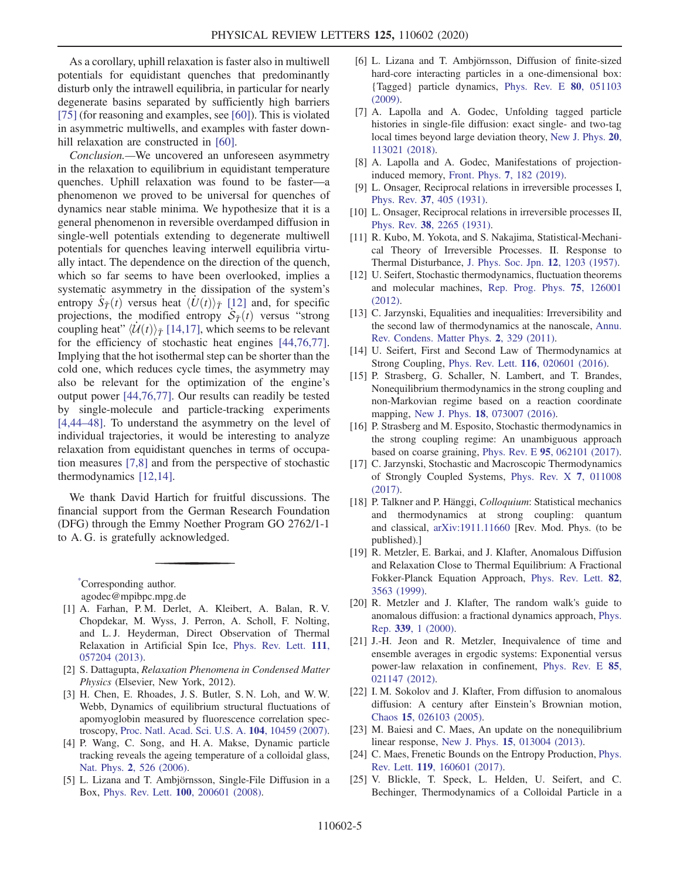As a corollary, uphill relaxation is faster also in multiwell potentials for equidistant quenches that predominantly disturb only the intrawell equilibria, in particular for nearly degenerate basins separated by sufficiently high barriers [75] (for reasoning and examples, see [60]). This is violated in asymmetric multiwells, and examples with faster downhill relaxation are constructed in [60].

*Conclusion.*—We uncovered an unforeseen asymmetry in the relaxation to equilibrium in equidistant temperature quenches. Uphill relaxation was found to be faster—a phenomenon we proved to be universal for quenches of dynamics near stable minima. We hypothesize that it is a general phenomenon in reversible overdamped diffusion in single-well potentials extending to degenerate multiwell potentials for quenches leaving interwell equilibria virtually intact. The dependence on the direction of the quench, which so far seems to have been overlooked, implies a systematic asymmetry in the dissipation of the system's entropy $\dot{S}_{\tilde{T}}(t)$ versus heat $\langle \dot{U}(t) \rangle_{\tilde{T}}$ [12] and, for specific projections, the modified entropy $\dot{\mathcal{S}}_{\tilde{T}}(t)$ versus "strong coupling heat" $\langle \dot{\mathcal{U}}(t) \rangle_{\tilde{T}}$ [14,17], which seems to be relevant for the efficiency of stochastic heat engines [44,76,77]. Implying that the hot isothermal step can be shorter than the cold one, which reduces cycle times, the asymmetry may also be relevant for the optimization of the engine's output power [44,76,77]. Our results can readily be tested by single-molecule and particle-tracking experiments [4,44–48]. To understand the asymmetry on the level of individual trajectories, it would be interesting to analyze relaxation from equidistant quenches in terms of occupation measures [7,8] and from the perspective of stochastic thermodynamics [12,14].

We thank David Hartich for fruitful discussions. The financial support from the German Research Foundation (DFG) through the Emmy Noether Program GO 2762/1-1 to A. G. is gratefully acknowledged.

---

*Corresponding author.
agodec@mpibpc.mpg.de

[1] A. Farhan, P. M. Derlet, A. Kleibert, A. Balan, R. V. Chopdekar, M. Wyss, J. Perron, A. Scholl, F. Nolting, and L. J. Heyderman, Direct Observation of Thermal Relaxation in Artificial Spin Ice, Phys. Rev. Lett. **111**, 057204 (2013).

[2] S. Dattagupta, *Relaxation Phenomena in Condensed Matter Physics* (Elsevier, New York, 2012).

[3] H. Chen, E. Rhoades, J. S. Butler, S. N. Loh, and W. W. Webb, Dynamics of equilibrium structural fluctuations of apomyoglobin measured by fluorescence correlation spectroscopy, Proc. Natl. Acad. Sci. U.S.A. **104**, 10459 (2007).

[4] P. Wang, C. Song, and H. A. Makse, Dynamic particle tracking reveals the ageing temperature of a colloidal glass, Nat. Phys. **2**, 526 (2006).

[5] L. Lizana and T. Ambjörnsson, Single-File Diffusion in a Box, Phys. Rev. Lett. **100**, 200601 (2008).

[6] L. Lizana and T. Ambjörnsson, Diffusion of finite-sized hard-core interacting particles in a one-dimensional box: {Tagged} particle dynamics, Phys. Rev. E **80**, 051103 (2009).

[7] A. Lapolla and A. Godec, Unfolding tagged particle histories in single-file diffusion: exact single- and two-tag local times beyond large deviation theory, New J. Phys. **20**, 113021 (2018).

[8] A. Lapolla and A. Godec, Manifestations of projection-induced memory, Front. Phys. **7**, 182 (2019).

[9] L. Onsager, Reciprocal relations in irreversible processes I, Phys. Rev. **37**, 405 (1931).

[10] L. Onsager, Reciprocal relations in irreversible processes II, Phys. Rev. **38**, 2265 (1931).

[11] R. Kubo, M. Yokota, and S. Nakajima, Statistical-Mechanical Theory of Irreversible Processes. II. Response to Thermal Disturbance, J. Phys. Soc. Jpn. **12**, 1203 (1957).

[12] U. Seifert, Stochastic thermodynamics, fluctuation theorems and molecular machines, Rep. Prog. Phys. **75**, 126001 (2012).

[13] C. Jarzynski, Equalities and inequalities: Irreversibility and the second law of thermodynamics at the nanoscale, Annu. Rev. Condens. Matter Phys. **2**, 329 (2011).

[14] U. Seifert, First and Second Law of Thermodynamics at Strong Coupling, Phys. Rev. Lett. **116**, 020601 (2016).

[15] P. Strasberg, G. Schaller, N. Lambert, and T. Brandes, Nonequilibrium thermodynamics in the strong coupling and non-Markovian regime based on a reaction coordinate mapping, New J. Phys. **18**, 073007 (2016).

[16] P. Strasberg and M. Esposito, Stochastic thermodynamics in the strong coupling regime: An unambiguous approach based on coarse graining, Phys. Rev. E **95**, 062101 (2017).

[17] C. Jarzynski, Stochastic and Macroscopic Thermodynamics of Strongly Coupled Systems, Phys. Rev. X **7**, 011008 (2017).

[18] P. Talkner and P. Hänggi, *Colloquium*: Statistical mechanics and thermodynamics at strong coupling: quantum and classical, arXiv:1911.11660 [Rev. Mod. Phys. (to be published).]

[19] R. Metzler, E. Barkai, and J. Klafter, Anomalous Diffusion and Relaxation Close to Thermal Equilibrium: A Fractional Fokker-Planck Equation Approach, Phys. Rev. Lett. **82**, 3563 (1999).

[20] R. Metzler and J. Klafter, The random walk's guide to anomalous diffusion: a fractional dynamics approach, Phys. Rep. **339**, 1 (2000).

[21] J.-H. Jeon and R. Metzler, Inequivalence of time and ensemble averages in ergodic systems: Exponential versus power-law relaxation in confinement, Phys. Rev. E **85**, 021147 (2012).

[22] I. M. Sokolov and J. Klafter, From diffusion to anomalous diffusion: A century after Einstein's Brownian motion, Chaos **15**, 026103 (2005).

[23] M. Baiesi and C. Maes, An update on the nonequilibrium linear response, New J. Phys. **15**, 013004 (2013).

[24] C. Maes, Frenetic Bounds on the Entropy Production, Phys. Rev. Lett. **119**, 160601 (2017).

[25] V. Blickle, T. Speck, L. Helden, U. Seifert, and C. Bechinger, Thermodynamics of a Colloidal Particle in a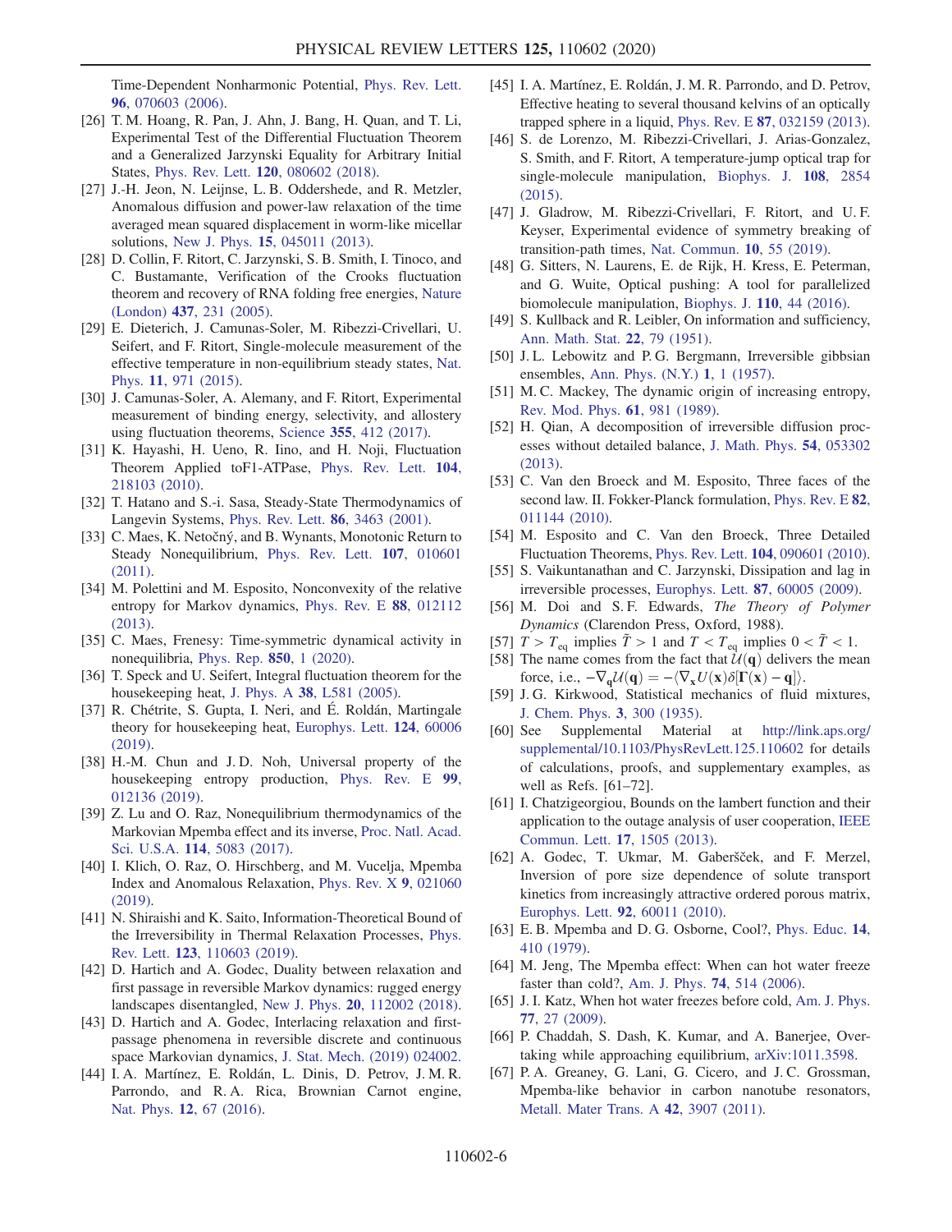Time-Dependent Nonharmonic Potential, Phys. Rev. Lett. **96**, 070603 (2006).

[26] T. M. Hoang, R. Pan, J. Ahn, J. Bang, H. Quan, and T. Li, Experimental Test of the Differential Fluctuation Theorem and a Generalized Jarzynski Equality for Arbitrary Initial States, Phys. Rev. Lett. **120**, 080602 (2018).

[27] J.-H. Jeon, N. Leijnse, L. B. Oddershede, and R. Metzler, Anomalous diffusion and power-law relaxation of the time averaged mean squared displacement in worm-like micellar solutions, New J. Phys. **15**, 045011 (2013).

[28] D. Collin, F. Ritort, C. Jarzynski, S. B. Smith, I. Tinoco, and C. Bustamante, Verification of the Crooks fluctuation theorem and recovery of RNA folding free energies, Nature (London) **437**, 231 (2005).

[29] E. Dieterich, J. Camunas-Soler, M. Ribezzi-Crivellari, U. Seifert, and F. Ritort, Single-molecule measurement of the effective temperature in non-equilibrium steady states, Nat. Phys. **11**, 971 (2015).

[30] J. Camunas-Soler, A. Alemany, and F. Ritort, Experimental measurement of binding energy, selectivity, and allostery using fluctuation theorems, Science **355**, 412 (2017).

[31] K. Hayashi, H. Ueno, R. Iino, and H. Noji, Fluctuation Theorem Applied toF1-ATPase, Phys. Rev. Lett. **104**, 218103 (2010).

[32] T. Hatano and S.-i. Sasa, Steady-State Thermodynamics of Langevin Systems, Phys. Rev. Lett. **86**, 3463 (2001).

[33] C. Maes, K. Netočný, and B. Wynants, Monotonic Return to Steady Nonequilibrium, Phys. Rev. Lett. **107**, 010601 (2011).

[34] M. Polettini and M. Esposito, Nonconvexity of the relative entropy for Markov dynamics, Phys. Rev. E **88**, 012112 (2013).

[35] C. Maes, Frenesy: Time-symmetric dynamical activity in nonequilibria, Phys. Rep. **850**, 1 (2020).

[36] T. Speck and U. Seifert, Integral fluctuation theorem for the housekeeping heat, J. Phys. A **38**, L581 (2005).

[37] R. Chétrite, S. Gupta, I. Neri, and É. Roldán, Martingale theory for housekeeping heat, Europhys. Lett. **124**, 60006 (2019).

[38] H.-M. Chun and J. D. Noh, Universal property of the housekeeping entropy production, Phys. Rev. E **99**, 012136 (2019).

[39] Z. Lu and O. Raz, Nonequilibrium thermodynamics of the Markovian Mpemba effect and its inverse, Proc. Natl. Acad. Sci. U.S.A. **114**, 5083 (2017).

[40] I. Klich, O. Raz, O. Hirschberg, and M. Vucelja, Mpemba Index and Anomalous Relaxation, Phys. Rev. X **9**, 021060 (2019).

[41] N. Shiraishi and K. Saito, Information-Theoretical Bound of the Irreversibility in Thermal Relaxation Processes, Phys. Rev. Lett. **123**, 110603 (2019).

[42] D. Hartich and A. Godec, Duality between relaxation and first passage in reversible Markov dynamics: rugged energy landscapes disentangled, New J. Phys. **20**, 112002 (2018).

[43] D. Hartich and A. Godec, Interlacing relaxation and first-passage phenomena in reversible discrete and continuous space Markovian dynamics, J. Stat. Mech. (2019) 024002.

[44] I. A. Martínez, E. Roldán, L. Dinis, D. Petrov, J. M. R. Parrondo, and R. A. Rica, Brownian Carnot engine, Nat. Phys. **12**, 67 (2016).

[45] I. A. Martínez, E. Roldán, J. M. R. Parrondo, and D. Petrov, Effective heating to several thousand kelvins of an optically trapped sphere in a liquid, Phys. Rev. E **87**, 032159 (2013).

[46] S. de Lorenzo, M. Ribezzi-Crivellari, J. Arias-Gonzalez, S. Smith, and F. Ritort, A temperature-jump optical trap for single-molecule manipulation, Biophys. J. **108**, 2854 (2015).

[47] J. Gladrow, M. Ribezzi-Crivellari, F. Ritort, and U. F. Keyser, Experimental evidence of symmetry breaking of transition-path times, Nat. Commun. **10**, 55 (2019).

[48] G. Sitters, N. Laurens, E. de Rijk, H. Kress, E. Peterman, and G. Wuite, Optical pushing: A tool for parallelized biomolecule manipulation, Biophys. J. **110**, 44 (2016).

[49] S. Kullback and R. Leibler, On information and sufficiency, Ann. Math. Stat. **22**, 79 (1951).

[50] J. L. Lebowitz and P. G. Bergmann, Irreversible gibbsian ensembles, Ann. Phys. (N.Y.) **1**, 1 (1957).

[51] M. C. Mackey, The dynamic origin of increasing entropy, Rev. Mod. Phys. **61**, 981 (1989).

[52] H. Qian, A decomposition of irreversible diffusion processes without detailed balance, J. Math. Phys. **54**, 053302 (2013).

[53] C. Van den Broeck and M. Esposito, Three faces of the second law. II. Fokker-Planck formulation, Phys. Rev. E **82**, 011144 (2010).

[54] M. Esposito and C. Van den Broeck, Three Detailed Fluctuation Theorems, Phys. Rev. Lett. **104**, 090601 (2010).

[55] S. Vaikuntanathan and C. Jarzynski, Dissipation and lag in irreversible processes, Europhys. Lett. **87**, 60005 (2009).

[56] M. Doi and S. F. Edwards, *The Theory of Polymer Dynamics* (Clarendon Press, Oxford, 1988).

[57] $T > T_{\rm eq}$ implies $\tilde{T} > 1$ and $T < T_{\rm eq}$ implies $0 < \tilde{T} < 1$.

[58] The name comes from the fact that $\mathcal{U}(\mathbf{q})$ delivers the mean force, i.e., $-\nabla_{\mathbf{q}}\mathcal{U}(\mathbf{q}) = -\langle\nabla_{\mathbf{x}}U(\mathbf{x})\delta[\mathbf{\Gamma}(\mathbf{x}) - \mathbf{q}]\rangle$.

[59] J. G. Kirkwood, Statistical mechanics of fluid mixtures, J. Chem. Phys. **3**, 300 (1935).

[60] See Supplemental Material at http://link.aps.org/supplemental/10.1103/PhysRevLett.125.110602 for details of calculations, proofs, and supplementary examples, as well as Refs. [61–72].

[61] I. Chatzigeorgiou, Bounds on the lambert function and their application to the outage analysis of user cooperation, IEEE Commun. Lett. **17**, 1505 (2013).

[62] A. Godec, T. Ukmar, M. Gaberšček, and F. Merzel, Inversion of pore size dependence of solute transport kinetics from increasingly attractive ordered porous matrix, Europhys. Lett. **92**, 60011 (2010).

[63] E. B. Mpemba and D. G. Osborne, Cool?, Phys. Educ. **14**, 410 (1979).

[64] M. Jeng, The Mpemba effect: When can hot water freeze faster than cold?, Am. J. Phys. **74**, 514 (2006).

[65] J. I. Katz, When hot water freezes before cold, Am. J. Phys. **77**, 27 (2009).

[66] P. Chaddah, S. Dash, K. Kumar, and A. Banerjee, Overtaking while approaching equilibrium, arXiv:1011.3598.

[67] P. A. Greaney, G. Lani, G. Cicero, and J. C. Grossman, Mpemba-like behavior in carbon nanotube resonators, Metall. Mater Trans. A **42**, 3907 (2011).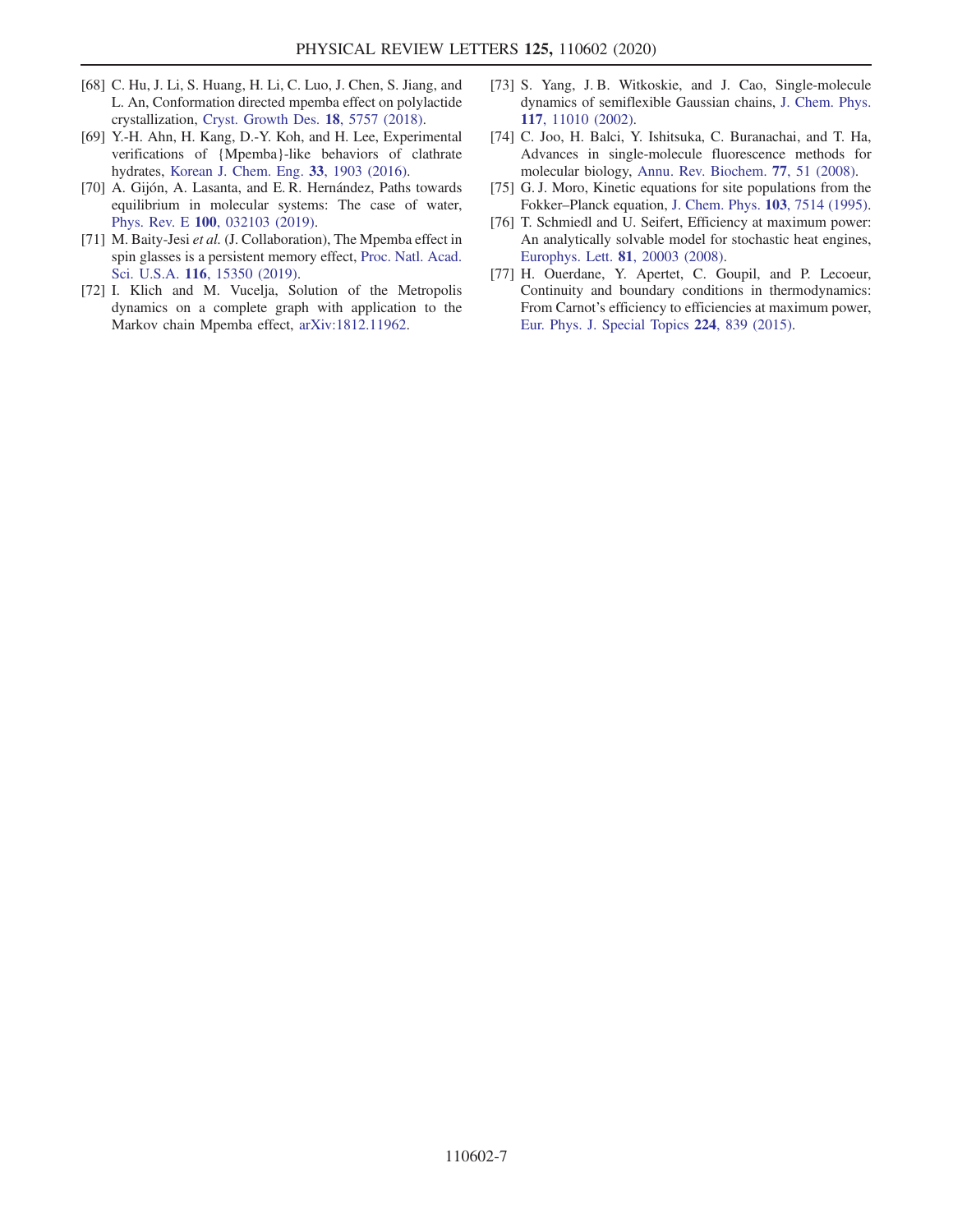[68] C. Hu, J. Li, S. Huang, H. Li, C. Luo, J. Chen, S. Jiang, and L. An, Conformation directed mpemba effect on polylactide crystallization, Cryst. Growth Des. **18**, 5757 (2018).

[69] Y.-H. Ahn, H. Kang, D.-Y. Koh, and H. Lee, Experimental verifications of {Mpemba}-like behaviors of clathrate hydrates, Korean J. Chem. Eng. **33**, 1903 (2016).

[70] A. Gijón, A. Lasanta, and E. R. Hernández, Paths towards equilibrium in molecular systems: The case of water, Phys. Rev. E **100**, 032103 (2019).

[71] M. Baity-Jesi *et al.* (J. Collaboration), The Mpemba effect in spin glasses is a persistent memory effect, Proc. Natl. Acad. Sci. U.S.A. **116**, 15350 (2019).

[72] I. Klich and M. Vucelja, Solution of the Metropolis dynamics on a complete graph with application to the Markov chain Mpemba effect, arXiv:1812.11962.

[73] S. Yang, J. B. Witkoskie, and J. Cao, Single-molecule dynamics of semiflexible Gaussian chains, J. Chem. Phys. **117**, 11010 (2002).

[74] C. Joo, H. Balci, Y. Ishitsuka, C. Buranachai, and T. Ha, Advances in single-molecule fluorescence methods for molecular biology, Annu. Rev. Biochem. **77**, 51 (2008).

[75] G. J. Moro, Kinetic equations for site populations from the Fokker–Planck equation, J. Chem. Phys. **103**, 7514 (1995).

[76] T. Schmiedl and U. Seifert, Efficiency at maximum power: An analytically solvable model for stochastic heat engines, Europhys. Lett. **81**, 20003 (2008).

[77] H. Ouerdane, Y. Apertet, C. Goupil, and P. Lecoeur, Continuity and boundary conditions in thermodynamics: From Carnot's efficiency to efficiencies at maximum power, Eur. Phys. J. Special Topics **224**, 839 (2015).